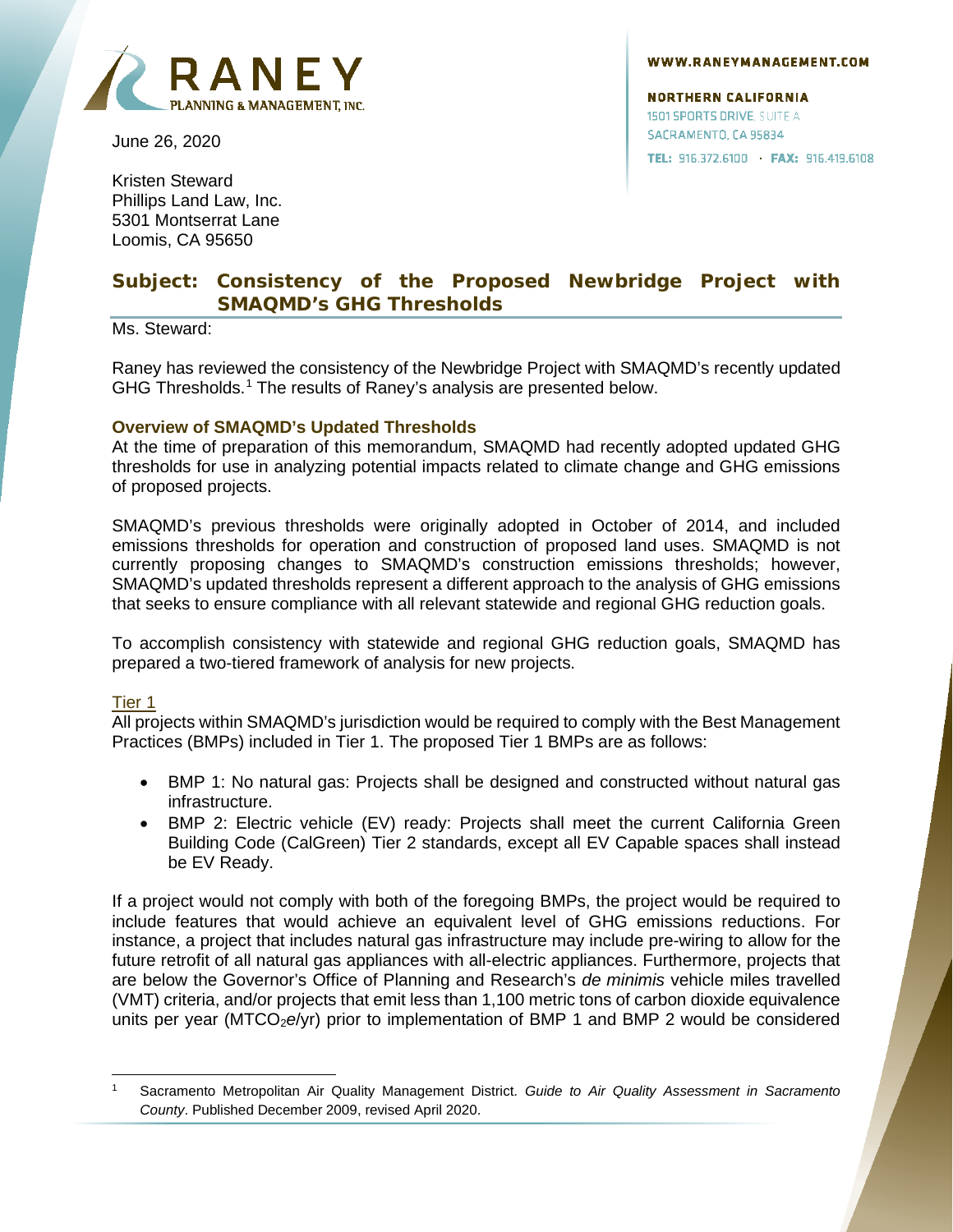RANEY PLANNING & MANAGEMENT, INC.

WWW.RANEYMANAGEMENT.COM

NORTHERN CALIFORNIA
1501 SPORTS DRIVE, SUITE A
SACRAMENTO, CA 95834
TEL: 916.372.6100 · FAX: 916.419.6108

June 26, 2020

Kristen Steward
Phillips Land Law, Inc.
5301 Montserrat Lane
Loomis, CA 95650

## Subject: Consistency of the Proposed Newbridge Project with SMAQMD's GHG Thresholds

Ms. Steward:

Raney has reviewed the consistency of the Newbridge Project with SMAQMD's recently updated GHG Thresholds.[1] The results of Raney's analysis are presented below.

### Overview of SMAQMD's Updated Thresholds

At the time of preparation of this memorandum, SMAQMD had recently adopted updated GHG thresholds for use in analyzing potential impacts related to climate change and GHG emissions of proposed projects.

SMAQMD's previous thresholds were originally adopted in October of 2014, and included emissions thresholds for operation and construction of proposed land uses. SMAQMD is not currently proposing changes to SMAQMD's construction emissions thresholds; however, SMAQMD's updated thresholds represent a different approach to the analysis of GHG emissions that seeks to ensure compliance with all relevant statewide and regional GHG reduction goals.

To accomplish consistency with statewide and regional GHG reduction goals, SMAQMD has prepared a two-tiered framework of analysis for new projects.

#### Tier 1

All projects within SMAQMD's jurisdiction would be required to comply with the Best Management Practices (BMPs) included in Tier 1. The proposed Tier 1 BMPs are as follows:

- BMP 1: No natural gas: Projects shall be designed and constructed without natural gas infrastructure.
- BMP 2: Electric vehicle (EV) ready: Projects shall meet the current California Green Building Code (CalGreen) Tier 2 standards, except all EV Capable spaces shall instead be EV Ready.

If a project would not comply with both of the foregoing BMPs, the project would be required to include features that would achieve an equivalent level of GHG emissions reductions. For instance, a project that includes natural gas infrastructure may include pre-wiring to allow for the future retrofit of all natural gas appliances with all-electric appliances. Furthermore, projects that are below the Governor's Office of Planning and Research's *de minimis* vehicle miles travelled (VMT) criteria, and/or projects that emit less than 1,100 metric tons of carbon dioxide equivalence units per year (MT$CO_2e$/yr) prior to implementation of BMP 1 and BMP 2 would be considered

---

[1] Sacramento Metropolitan Air Quality Management District. *Guide to Air Quality Assessment in Sacramento County*. Published December 2009, revised April 2020.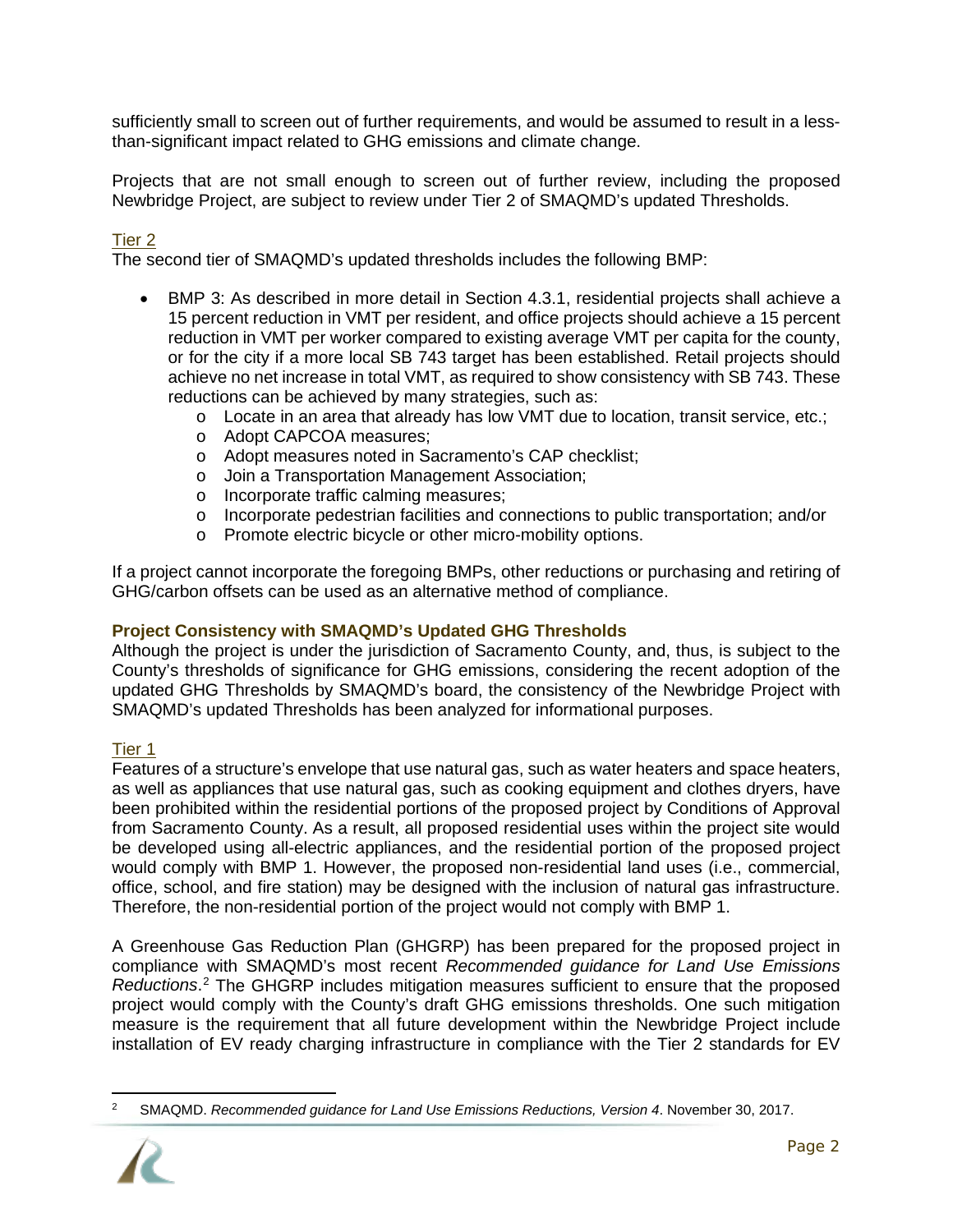sufficiently small to screen out of further requirements, and would be assumed to result in a less-than-significant impact related to GHG emissions and climate change.

Projects that are not small enough to screen out of further review, including the proposed Newbridge Project, are subject to review under Tier 2 of SMAQMD's updated Thresholds.

Tier 2

The second tier of SMAQMD's updated thresholds includes the following BMP:

- BMP 3: As described in more detail in Section 4.3.1, residential projects shall achieve a 15 percent reduction in VMT per resident, and office projects should achieve a 15 percent reduction in VMT per worker compared to existing average VMT per capita for the county, or for the city if a more local SB 743 target has been established. Retail projects should achieve no net increase in total VMT, as required to show consistency with SB 743. These reductions can be achieved by many strategies, such as:
  - Locate in an area that already has low VMT due to location, transit service, etc.;
  - Adopt CAPCOA measures;
  - Adopt measures noted in Sacramento's CAP checklist;
  - Join a Transportation Management Association;
  - Incorporate traffic calming measures;
  - Incorporate pedestrian facilities and connections to public transportation; and/or
  - Promote electric bicycle or other micro-mobility options.

If a project cannot incorporate the foregoing BMPs, other reductions or purchasing and retiring of GHG/carbon offsets can be used as an alternative method of compliance.

### Project Consistency with SMAQMD's Updated GHG Thresholds

Although the project is under the jurisdiction of Sacramento County, and, thus, is subject to the County's thresholds of significance for GHG emissions, considering the recent adoption of the updated GHG Thresholds by SMAQMD's board, the consistency of the Newbridge Project with SMAQMD's updated Thresholds has been analyzed for informational purposes.

Tier 1

Features of a structure's envelope that use natural gas, such as water heaters and space heaters, as well as appliances that use natural gas, such as cooking equipment and clothes dryers, have been prohibited within the residential portions of the proposed project by Conditions of Approval from Sacramento County. As a result, all proposed residential uses within the project site would be developed using all-electric appliances, and the residential portion of the proposed project would comply with BMP 1. However, the proposed non-residential land uses (i.e., commercial, office, school, and fire station) may be designed with the inclusion of natural gas infrastructure. Therefore, the non-residential portion of the project would not comply with BMP 1.

A Greenhouse Gas Reduction Plan (GHGRP) has been prepared for the proposed project in compliance with SMAQMD's most recent *Recommended guidance for Land Use Emissions Reductions*.[2] The GHGRP includes mitigation measures sufficient to ensure that the proposed project would comply with the County's draft GHG emissions thresholds. One such mitigation measure is the requirement that all future development within the Newbridge Project include installation of EV ready charging infrastructure in compliance with the Tier 2 standards for EV

[2] SMAQMD. *Recommended guidance for Land Use Emissions Reductions, Version 4*. November 30, 2017.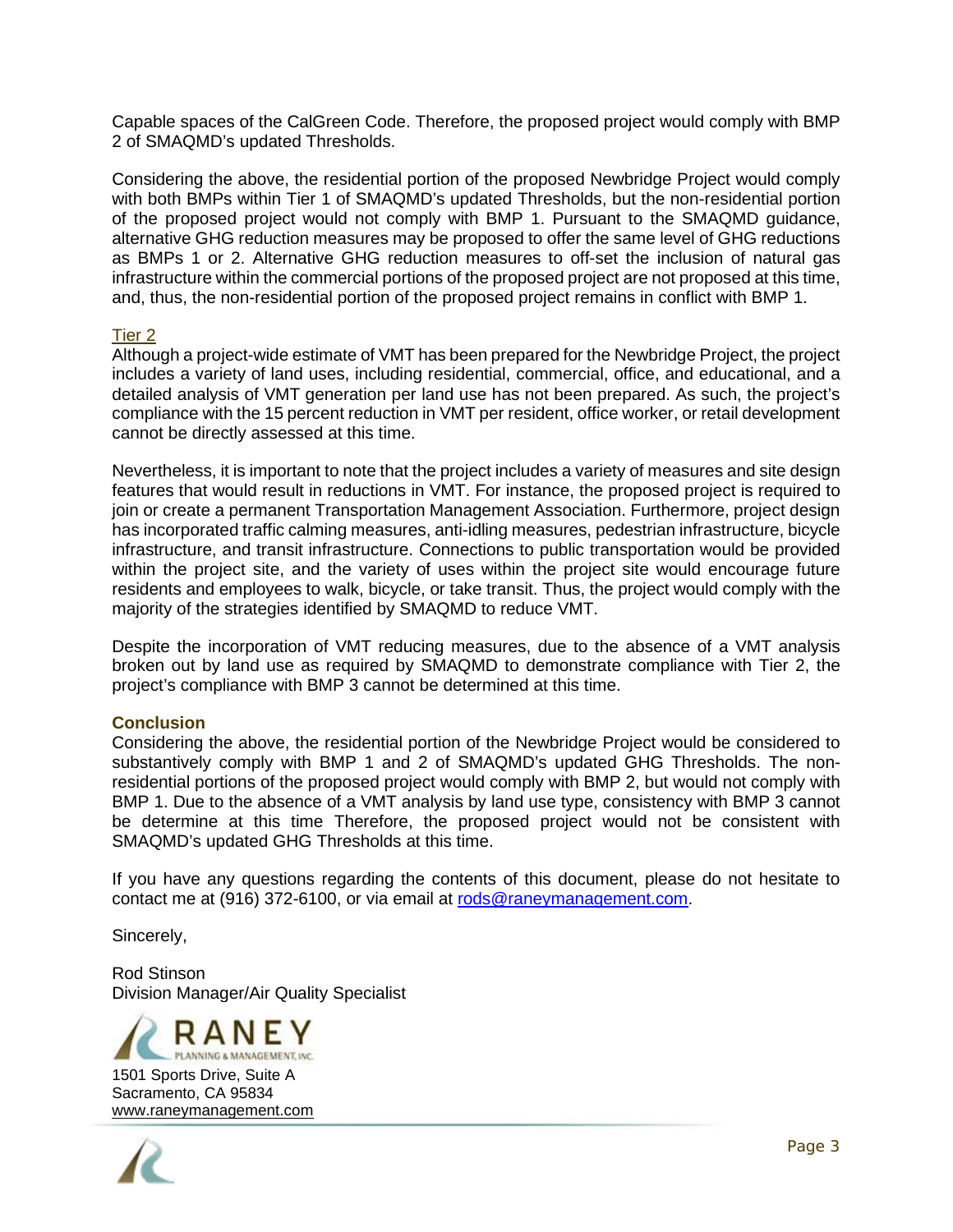Capable spaces of the CalGreen Code. Therefore, the proposed project would comply with BMP 2 of SMAQMD's updated Thresholds.

Considering the above, the residential portion of the proposed Newbridge Project would comply with both BMPs within Tier 1 of SMAQMD's updated Thresholds, but the non-residential portion of the proposed project would not comply with BMP 1. Pursuant to the SMAQMD guidance, alternative GHG reduction measures may be proposed to offer the same level of GHG reductions as BMPs 1 or 2. Alternative GHG reduction measures to off-set the inclusion of natural gas infrastructure within the commercial portions of the proposed project are not proposed at this time, and, thus, the non-residential portion of the proposed project remains in conflict with BMP 1.

Tier 2

Although a project-wide estimate of VMT has been prepared for the Newbridge Project, the project includes a variety of land uses, including residential, commercial, office, and educational, and a detailed analysis of VMT generation per land use has not been prepared. As such, the project's compliance with the 15 percent reduction in VMT per resident, office worker, or retail development cannot be directly assessed at this time.

Nevertheless, it is important to note that the project includes a variety of measures and site design features that would result in reductions in VMT. For instance, the proposed project is required to join or create a permanent Transportation Management Association. Furthermore, project design has incorporated traffic calming measures, anti-idling measures, pedestrian infrastructure, bicycle infrastructure, and transit infrastructure. Connections to public transportation would be provided within the project site, and the variety of uses within the project site would encourage future residents and employees to walk, bicycle, or take transit. Thus, the project would comply with the majority of the strategies identified by SMAQMD to reduce VMT.

Despite the incorporation of VMT reducing measures, due to the absence of a VMT analysis broken out by land use as required by SMAQMD to demonstrate compliance with Tier 2, the project's compliance with BMP 3 cannot be determined at this time.

**Conclusion**

Considering the above, the residential portion of the Newbridge Project would be considered to substantively comply with BMP 1 and 2 of SMAQMD's updated GHG Thresholds. The non-residential portions of the proposed project would comply with BMP 2, but would not comply with BMP 1. Due to the absence of a VMT analysis by land use type, consistency with BMP 3 cannot be determine at this time Therefore, the proposed project would not be consistent with SMAQMD's updated GHG Thresholds at this time.

If you have any questions regarding the contents of this document, please do not hesitate to contact me at (916) 372-6100, or via email at rods@raneymanagement.com.

Sincerely,

Rod Stinson
Division Manager/Air Quality Specialist

RANEY PLANNING & MANAGEMENT, INC.

1501 Sports Drive, Suite A
Sacramento, CA 95834
www.raneymanagement.com